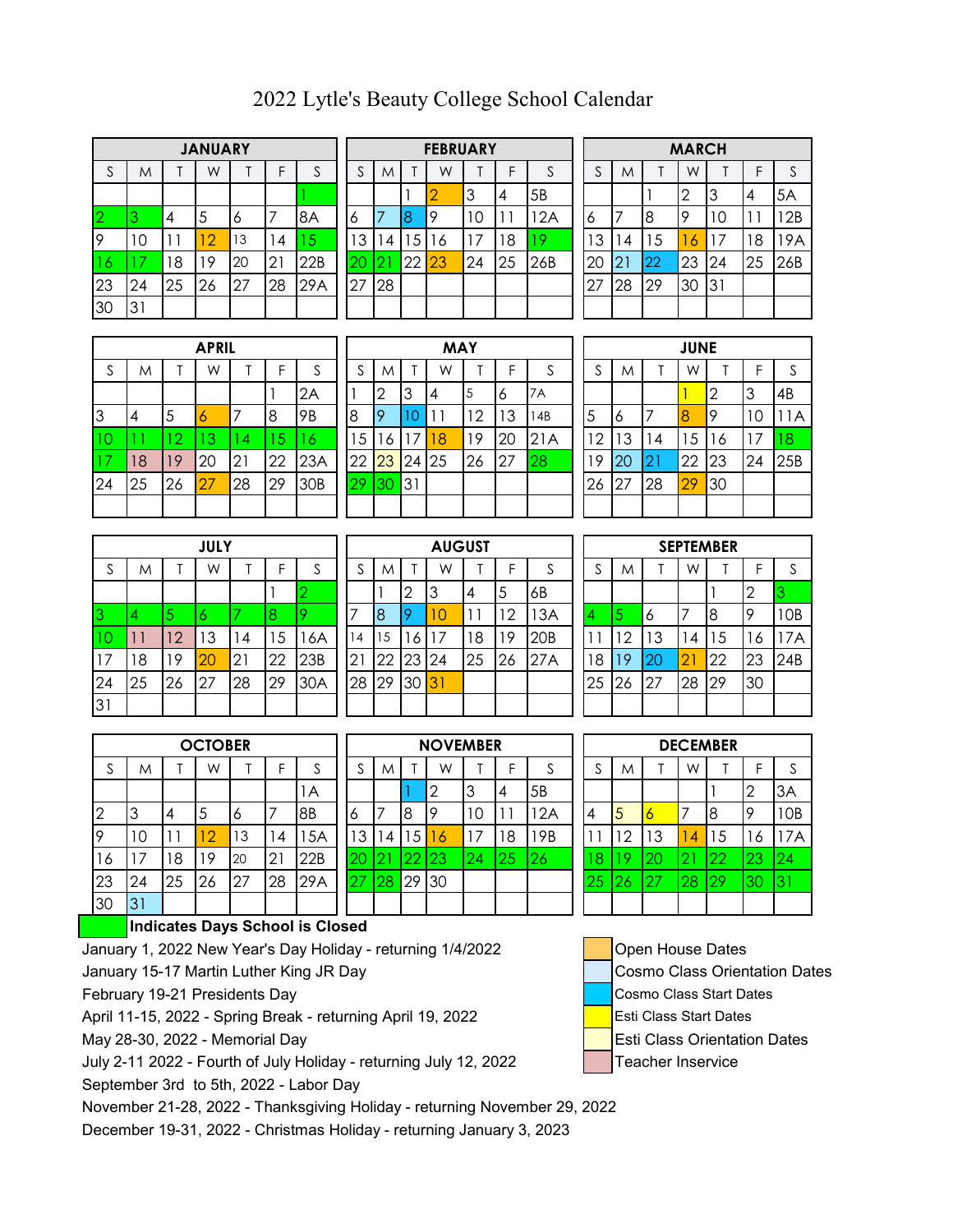# 2022 Lytle's Beauty College School Calendar

**JANUARY**

| S | M | T | W | T | F | S |
|---|---|---|---|---|---|---|
| | | | | | | 1 |
| 2 | 3 | 4 | 5 | 6 | 7 | 8A |
| 9 | 10 | 11 | 12 | 13 | 14 | 15 |
| 16 | 17 | 18 | 19 | 20 | 21 | 22B |
| 23 | 24 | 25 | 26 | 27 | 28 | 29A |
| 30 | 31 | | | | | |

**FEBRUARY**

| S | M | T | W | T | F | S |
|---|---|---|---|---|---|---|
| | | 1 | 2 | 3 | 4 | 5B |
| 6 | 7 | 8 | 9 | 10 | 11 | 12A |
| 13 | 14 | 15 | 16 | 17 | 18 | 19 |
| 20 | 21 | 22 | 23 | 24 | 25 | 26B |
| 27 | 28 | | | | | |

**MARCH**

| S | M | T | W | T | F | S |
|---|---|---|---|---|---|---|
| | | 1 | 2 | 3 | 4 | 5A |
| 6 | 7 | 8 | 9 | 10 | 11 | 12B |
| 13 | 14 | 15 | 16 | 17 | 18 | 19A |
| 20 | 21 | 22 | 23 | 24 | 25 | 26B |
| 27 | 28 | 29 | 30 | 31 | | |

**APRIL**

| S | M | T | W | T | F | S |
|---|---|---|---|---|---|---|
| | | | | | 1 | 2A |
| 3 | 4 | 5 | 6 | 7 | 8 | 9B |
| 10 | 11 | 12 | 13 | 14 | 15 | 16 |
| 17 | 18 | 19 | 20 | 21 | 22 | 23A |
| 24 | 25 | 26 | 27 | 28 | 29 | 30B |

**MAY**

| S | M | T | W | T | F | S |
|---|---|---|---|---|---|---|
| 1 | 2 | 3 | 4 | 5 | 6 | 7A |
| 8 | 9 | 10 | 11 | 12 | 13 | 14B |
| 15 | 16 | 17 | 18 | 19 | 20 | 21A |
| 22 | 23 | 24 | 25 | 26 | 27 | 28 |
| 29 | 30 | 31 | | | | |

**JUNE**

| S | M | T | W | T | F | S |
|---|---|---|---|---|---|---|
| | | | 1 | 2 | 3 | 4B |
| 5 | 6 | 7 | 8 | 9 | 10 | 11A |
| 12 | 13 | 14 | 15 | 16 | 17 | 18 |
| 19 | 20 | 21 | 22 | 23 | 24 | 25B |
| 26 | 27 | 28 | 29 | 30 | | |

**JULY**

| S | M | T | W | T | F | S |
|---|---|---|---|---|---|---|
| | | | | | 1 | 2 |
| 3 | 4 | 5 | 6 | 7 | 8 | 9 |
| 10 | 11 | 12 | 13 | 14 | 15 | 16A |
| 17 | 18 | 19 | 20 | 21 | 22 | 23B |
| 24 | 25 | 26 | 27 | 28 | 29 | 30A |
| 31 | | | | | | |

**AUGUST**

| S | M | T | W | T | F | S |
|---|---|---|---|---|---|---|
| | 1 | 2 | 3 | 4 | 5 | 6B |
| 7 | 8 | 9 | 10 | 11 | 12 | 13A |
| 14 | 15 | 16 | 17 | 18 | 19 | 20B |
| 21 | 22 | 23 | 24 | 25 | 26 | 27A |
| 28 | 29 | 30 | 31 | | | |

**SEPTEMBER**

| S | M | T | W | T | F | S |
|---|---|---|---|---|---|---|
| | | | | 1 | 2 | 3 |
| 4 | 5 | 6 | 7 | 8 | 9 | 10B |
| 11 | 12 | 13 | 14 | 15 | 16 | 17A |
| 18 | 19 | 20 | 21 | 22 | 23 | 24B |
| 25 | 26 | 27 | 28 | 29 | 30 | |

**OCTOBER**

| S | M | T | W | T | F | S |
|---|---|---|---|---|---|---|
| | | | | | | 1A |
| 2 | 3 | 4 | 5 | 6 | 7 | 8B |
| 9 | 10 | 11 | 12 | 13 | 14 | 15A |
| 16 | 17 | 18 | 19 | 20 | 21 | 22B |
| 23 | 24 | 25 | 26 | 27 | 28 | 29A |
| 30 | 31 | | | | | |

**NOVEMBER**

| S | M | T | W | T | F | S |
|---|---|---|---|---|---|---|
| | | 1 | 2 | 3 | 4 | 5B |
| 6 | 7 | 8 | 9 | 10 | 11 | 12A |
| 13 | 14 | 15 | 16 | 17 | 18 | 19B |
| 20 | 21 | 22 | 23 | 24 | 25 | 26 |
| 27 | 28 | 29 | 30 | | | |

**DECEMBER**

| S | M | T | W | T | F | S |
|---|---|---|---|---|---|---|
| | | | | 1 | 2 | 3A |
| 4 | 5 | 6 | 7 | 8 | 9 | 10B |
| 11 | 12 | 13 | 14 | 15 | 16 | 17A |
| 18 | 19 | 20 | 21 | 22 | 23 | 24 |
| 25 | 26 | 27 | 28 | 29 | 30 | 31 |

**Indicates Days School is Closed**

January 1, 2022 New Year's Day Holiday - returning 1/4/2022
January 15-17 Martin Luther King JR Day
February 19-21 Presidents Day
April 11-15, 2022 - Spring Break - returning April 19, 2022
May 28-30, 2022 - Memorial Day
July 2-11 2022 - Fourth of July Holiday - returning July 12, 2022
September 3rd to 5th, 2022 - Labor Day
November 21-28, 2022 - Thanksgiving Holiday - returning November 29, 2022
December 19-31, 2022 - Christmas Holiday - returning January 3, 2023

- Open House Dates
- Cosmo Class Orientation Dates
- Cosmo Class Start Dates
- Esti Class Start Dates
- Esti Class Orientation Dates
- Teacher Inservice